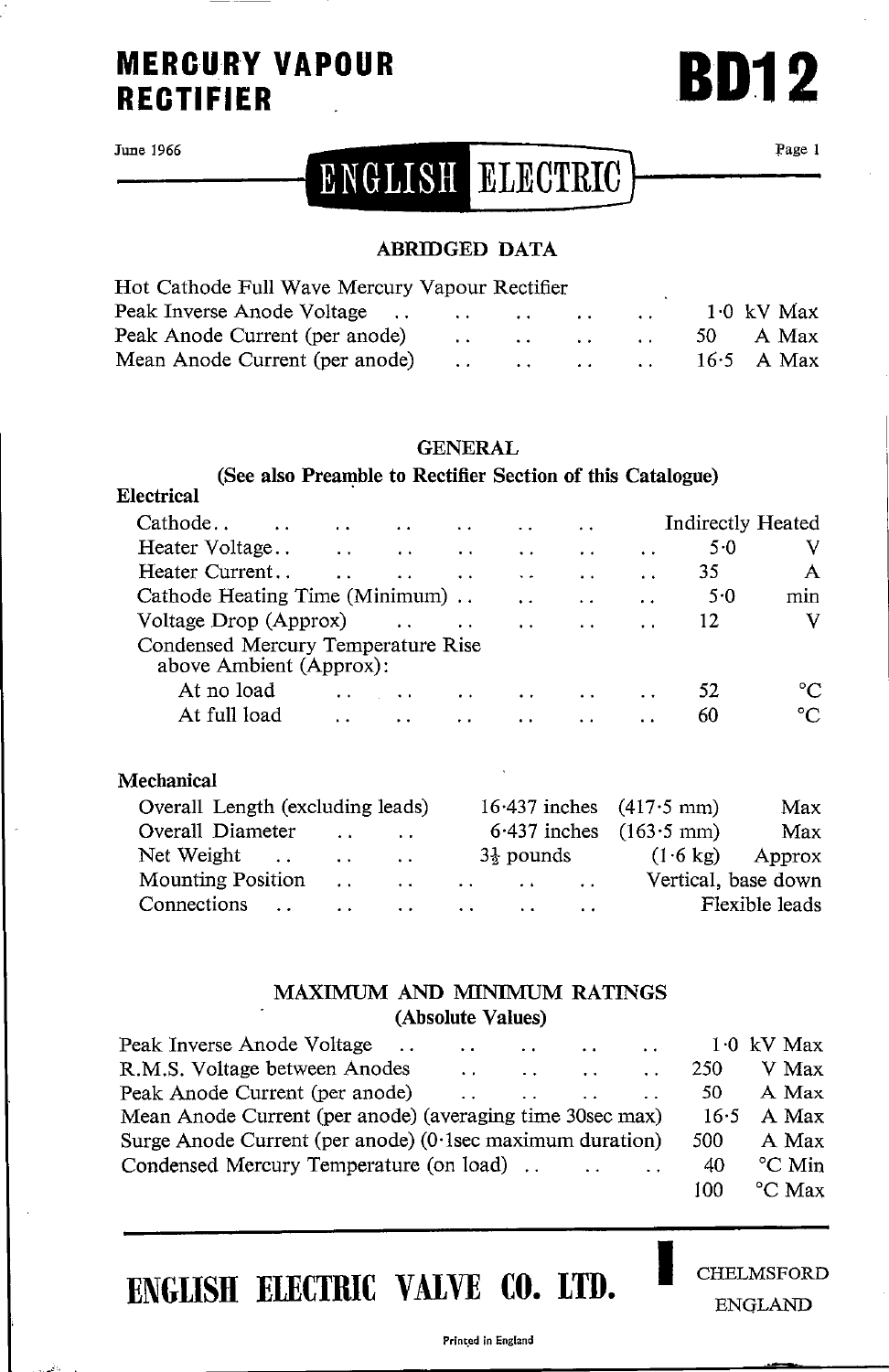# MERCURY VAPOUR RECTIFIER

# BD12

June 1966

ENGLISH ELECTRIC

## ABRIDGED DATA

Hot Cathode Full Wave Mercury Vapour Rectifier

| | | |
|---|---|---|
| Peak Inverse Anode Voltage | 1·0 | kV Max |
| Peak Anode Current (per anode) | 50 | A Max |
| Mean Anode Current (per anode) | 16·5 | A Max |

## GENERAL

**(See also Preamble to Rectifier Section of this Catalogue)**

### Electrical

| | | |
|---|---|---|
| Cathode | Indirectly Heated | |
| Heater Voltage | 5·0 | V |
| Heater Current | 35 | A |
| Cathode Heating Time (Minimum) | 5·0 | min |
| Voltage Drop (Approx) | 12 | V |
| Condensed Mercury Temperature Rise above Ambient (Approx): | | |
| At no load | 52 | °C |
| At full load | 60 | °C |

### Mechanical

| | | | |
|---|---|---|---|
| Overall Length (excluding leads) | 16·437 inches | (417·5 mm) | Max |
| Overall Diameter | 6·437 inches | (163·5 mm) | Max |
| Net Weight | 3½ pounds | (1·6 kg) | Approx |
| Mounting Position | Vertical, base down | | |
| Connections | Flexible leads | | |

## MAXIMUM AND MINIMUM RATINGS

**(Absolute Values)**

| | | |
|---|---|---|
| Peak Inverse Anode Voltage | 1·0 | kV Max |
| R.M.S. Voltage between Anodes | 250 | V Max |
| Peak Anode Current (per anode) | 50 | A Max |
| Mean Anode Current (per anode) (averaging time 30sec max) | 16·5 | A Max |
| Surge Anode Current (per anode) (0·1sec maximum duration) | 500 | A Max |
| Condensed Mercury Temperature (on load) | 40 | °C Min |
| | 100 | °C Max |

**ENGLISH ELECTRIC VALVE CO. LTD.** CHELMSFORD ENGLAND

Printed in England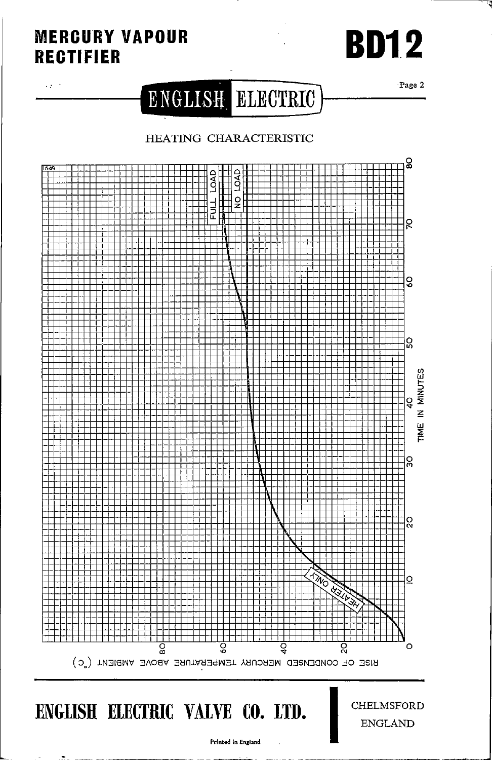# MERCURY VAPOUR RECTIFIER

# BD12

ENGLISH ELECTRIC

## HEATING CHARACTERISTIC

1649

FULL LOAD

NO LOAD

HEATER ONLY

TIME IN MINUTES

0 10 20 30 40 50 60 70 80

RISE OF CONDENSED MERCURY TEMPERATURE ABOVE AMBIENT (°C)

80 60 40 20 0

**ENGLISH ELECTRIC VALVE CO. LTD.**

CHELMSFORD
ENGLAND

Printed in England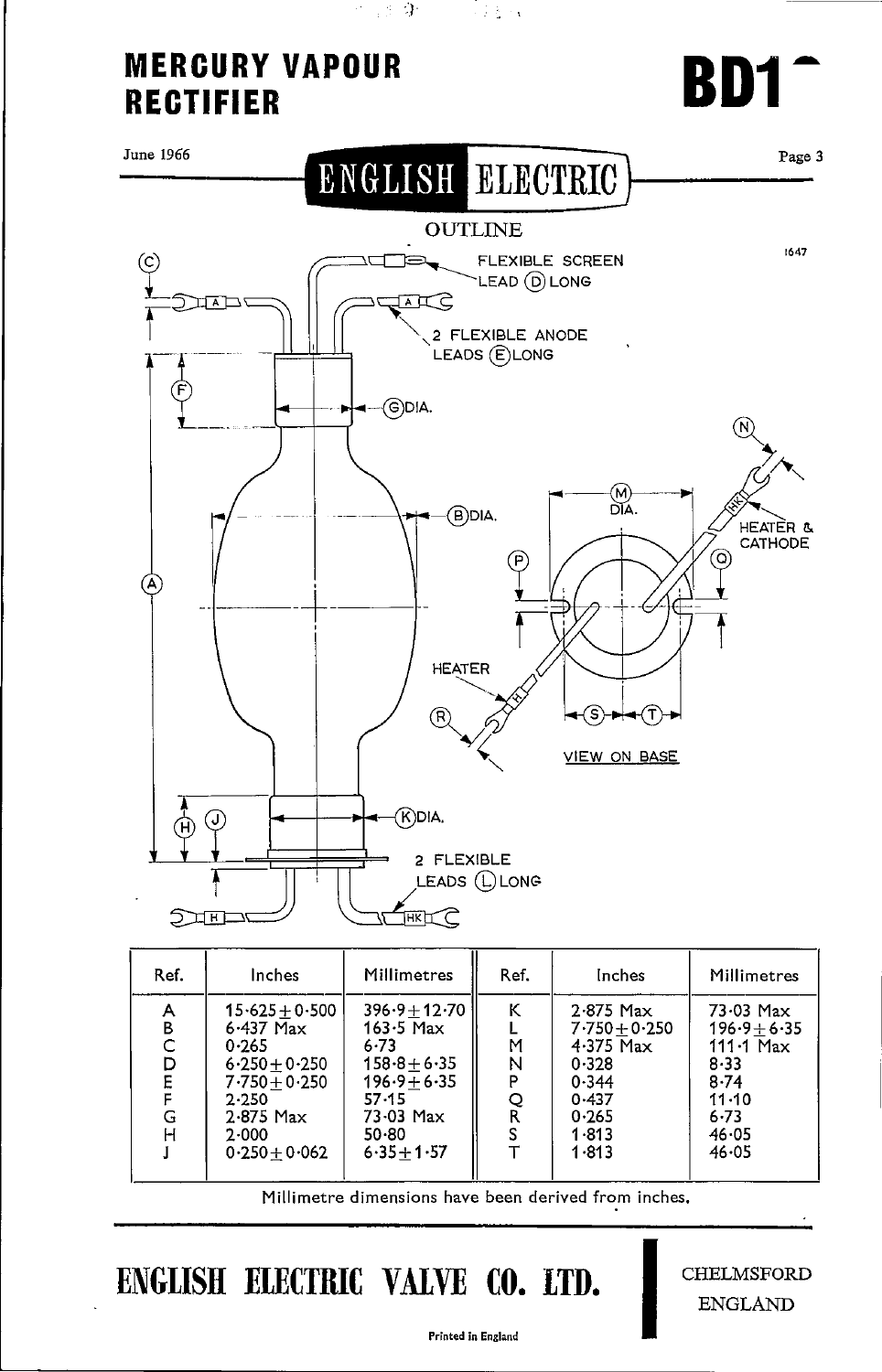# MERCURY VAPOUR RECTIFIER

# BD1

June 1966

ENGLISH ELECTRIC

## OUTLINE

1647

FLEXIBLE SCREEN LEAD (D) LONG

2 FLEXIBLE ANODE LEADS (E) LONG

(G) DIA.

(B) DIA.

(K) DIA.

2 FLEXIBLE LEADS (L) LONG

HEATER & CATHODE

HEATER

VIEW ON BASE

| Ref. | Inches | Millimetres | Ref. | Inches | Millimetres |
|---|---|---|---|---|---|
| A | 15·625 ± 0·500 | 396·9 ± 12·70 | K | 2·875 Max | 73·03 Max |
| B | 6·437 Max | 163·5 Max | L | 7·750 ± 0·250 | 196·9 ± 6·35 |
| C | 0·265 | 6·73 | M | 4·375 Max | 111·1 Max |
| D | 6·250 ± 0·250 | 158·8 ± 6·35 | N | 0·328 | 8·33 |
| E | 7·750 ± 0·250 | 196·9 ± 6·35 | P | 0·344 | 8·74 |
| F | 2·250 | 57·15 | Q | 0·437 | 11·10 |
| G | 2·875 Max | 73·03 Max | R | 0·265 | 6·73 |
| H | 2·000 | 50·80 | S | 1·813 | 46·05 |
| J | 0·250 ± 0·062 | 6·35 ± 1·57 | T | 1·813 | 46·05 |

Millimetre dimensions have been derived from inches.

ENGLISH ELECTRIC VALVE CO. LTD. CHELMSFORD ENGLAND

Printed in England